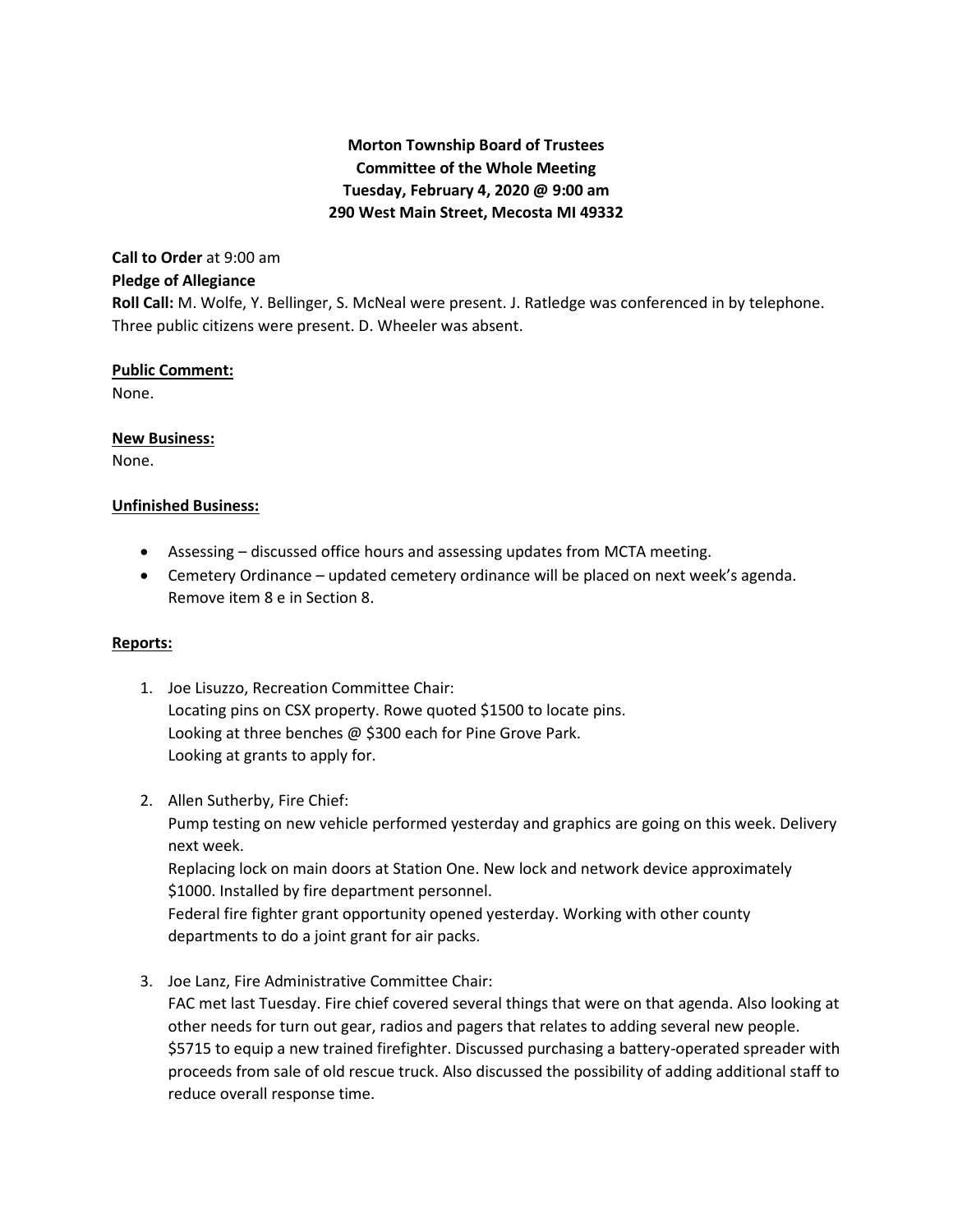**Morton Township Board of Trustees**
**Committee of the Whole Meeting**
**Tuesday, February 4, 2020 @ 9:00 am**
**290 West Main Street, Mecosta MI 49332**

**Call to Order** at 9:00 am

**Pledge of Allegiance**

**Roll Call:** M. Wolfe, Y. Bellinger, S. McNeal were present. J. Ratledge was conferenced in by telephone. Three public citizens were present. D. Wheeler was absent.

**Public Comment:**

None.

**New Business:**

None.

**Unfinished Business:**

- Assessing – discussed office hours and assessing updates from MCTA meeting.
- Cemetery Ordinance – updated cemetery ordinance will be placed on next week's agenda. Remove item 8 e in Section 8.

**Reports:**

1. Joe Lisuzzo, Recreation Committee Chair:
   Locating pins on CSX property. Rowe quoted $1500 to locate pins.
   Looking at three benches @ $300 each for Pine Grove Park.
   Looking at grants to apply for.

2. Allen Sutherby, Fire Chief:
   Pump testing on new vehicle performed yesterday and graphics are going on this week. Delivery next week.
   Replacing lock on main doors at Station One. New lock and network device approximately $1000. Installed by fire department personnel.
   Federal fire fighter grant opportunity opened yesterday. Working with other county departments to do a joint grant for air packs.

3. Joe Lanz, Fire Administrative Committee Chair:
   FAC met last Tuesday. Fire chief covered several things that were on that agenda. Also looking at other needs for turn out gear, radios and pagers that relates to adding several new people. $5715 to equip a new trained firefighter. Discussed purchasing a battery-operated spreader with proceeds from sale of old rescue truck. Also discussed the possibility of adding additional staff to reduce overall response time.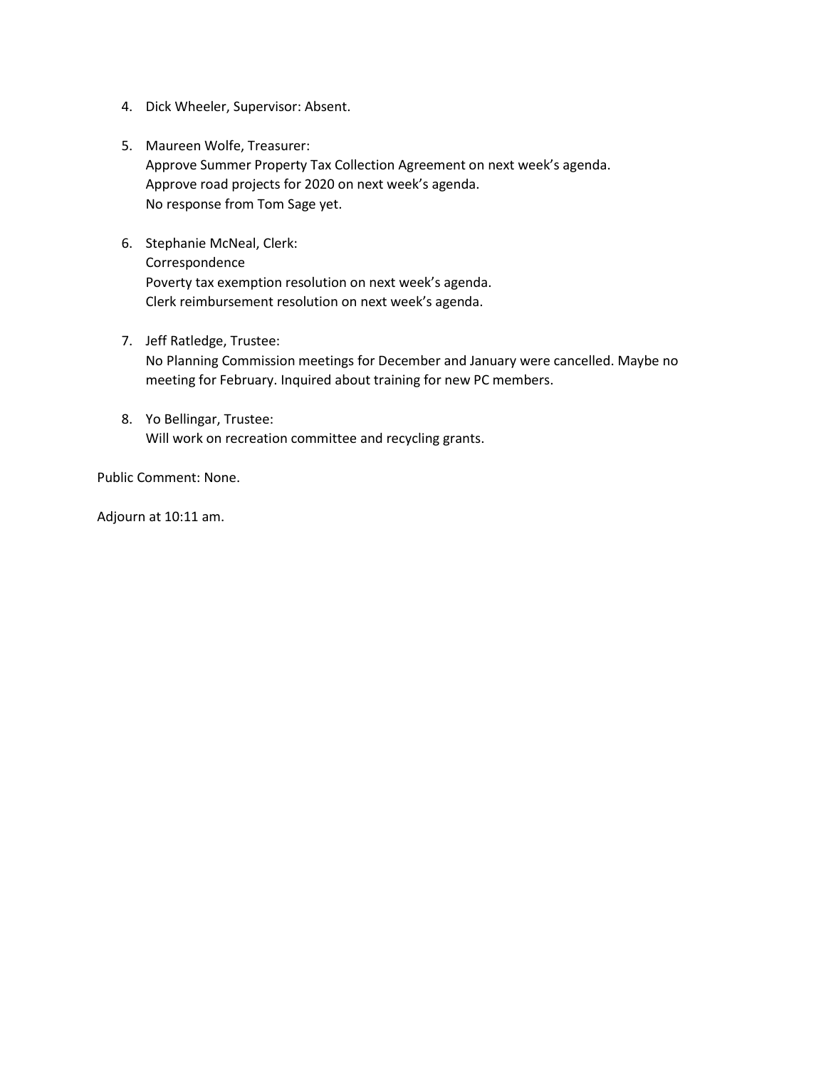4. Dick Wheeler, Supervisor: Absent.

5. Maureen Wolfe, Treasurer:
   Approve Summer Property Tax Collection Agreement on next week's agenda.
   Approve road projects for 2020 on next week's agenda.
   No response from Tom Sage yet.

6. Stephanie McNeal, Clerk:
   Correspondence
   Poverty tax exemption resolution on next week's agenda.
   Clerk reimbursement resolution on next week's agenda.

7. Jeff Ratledge, Trustee:
   No Planning Commission meetings for December and January were cancelled. Maybe no meeting for February. Inquired about training for new PC members.

8. Yo Bellingar, Trustee:
   Will work on recreation committee and recycling grants.

Public Comment: None.

Adjourn at 10:11 am.